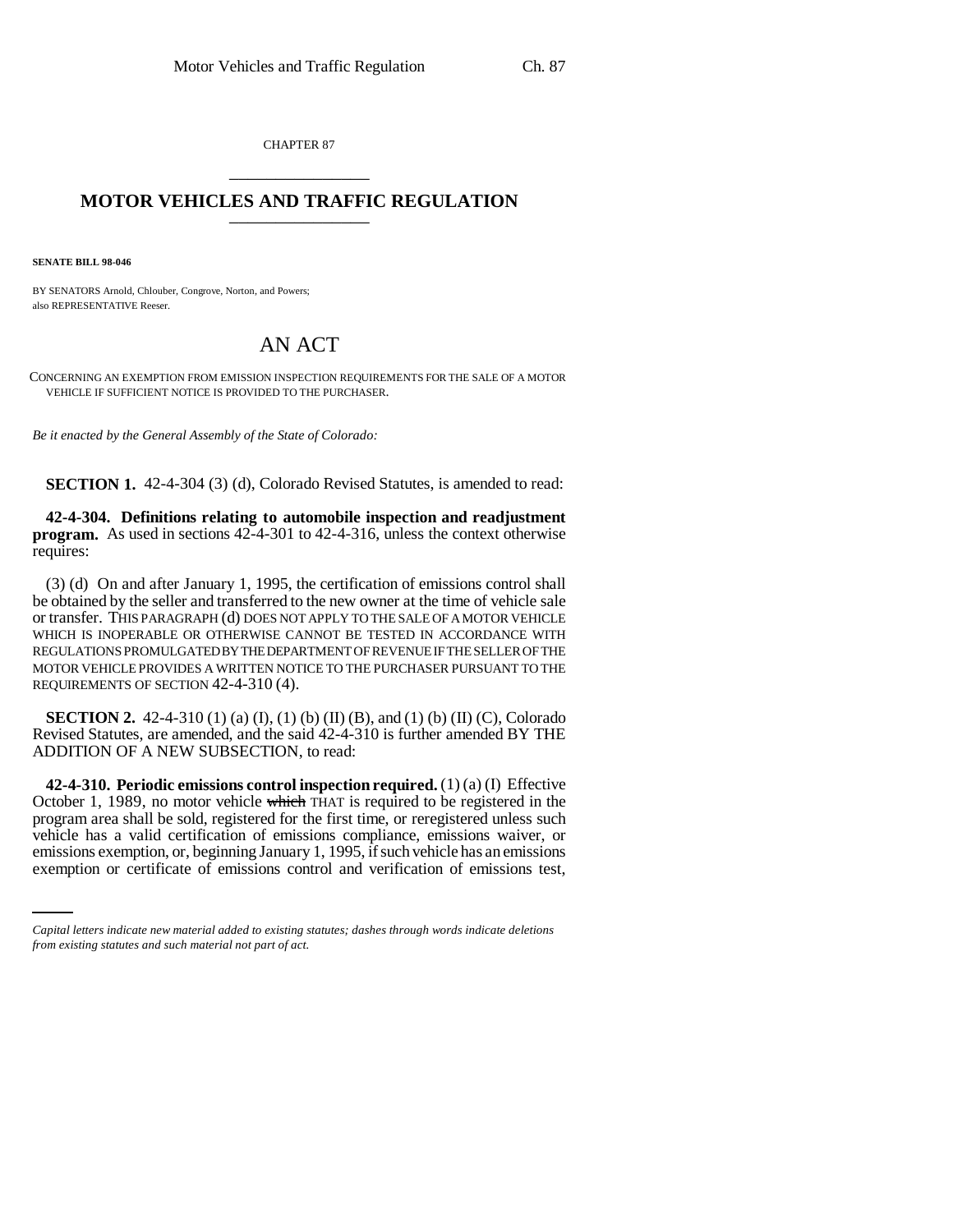CHAPTER 87

# MOTOR VEHICLES AND TRAFFIC REGULATION

**SENATE BILL 98-046**

BY SENATORS Arnold, Chlouber, Congrove, Norton, and Powers;
also REPRESENTATIVE Reeser.

## AN ACT

CONCERNING AN EXEMPTION FROM EMISSION INSPECTION REQUIREMENTS FOR THE SALE OF A MOTOR VEHICLE IF SUFFICIENT NOTICE IS PROVIDED TO THE PURCHASER.

*Be it enacted by the General Assembly of the State of Colorado:*

**SECTION 1.** 42-4-304 (3) (d), Colorado Revised Statutes, is amended to read:

**42-4-304. Definitions relating to automobile inspection and readjustment program.** As used in sections 42-4-301 to 42-4-316, unless the context otherwise requires:

(3) (d) On and after January 1, 1995, the certification of emissions control shall be obtained by the seller and transferred to the new owner at the time of vehicle sale or transfer. THIS PARAGRAPH (d) DOES NOT APPLY TO THE SALE OF A MOTOR VEHICLE WHICH IS INOPERABLE OR OTHERWISE CANNOT BE TESTED IN ACCORDANCE WITH REGULATIONS PROMULGATED BY THE DEPARTMENT OF REVENUE IF THE SELLER OF THE MOTOR VEHICLE PROVIDES A WRITTEN NOTICE TO THE PURCHASER PURSUANT TO THE REQUIREMENTS OF SECTION 42-4-310 (4).

**SECTION 2.** 42-4-310 (1) (a) (I), (1) (b) (II) (B), and (1) (b) (II) (C), Colorado Revised Statutes, are amended, and the said 42-4-310 is further amended BY THE ADDITION OF A NEW SUBSECTION, to read:

**42-4-310. Periodic emissions control inspection required.** (1) (a) (I) Effective October 1, 1989, no motor vehicle ~~which~~ THAT is required to be registered in the program area shall be sold, registered for the first time, or reregistered unless such vehicle has a valid certification of emissions compliance, emissions waiver, or emissions exemption, or, beginning January 1, 1995, if such vehicle has an emissions exemption or certificate of emissions control and verification of emissions test,

*Capital letters indicate new material added to existing statutes; dashes through words indicate deletions from existing statutes and such material not part of act.*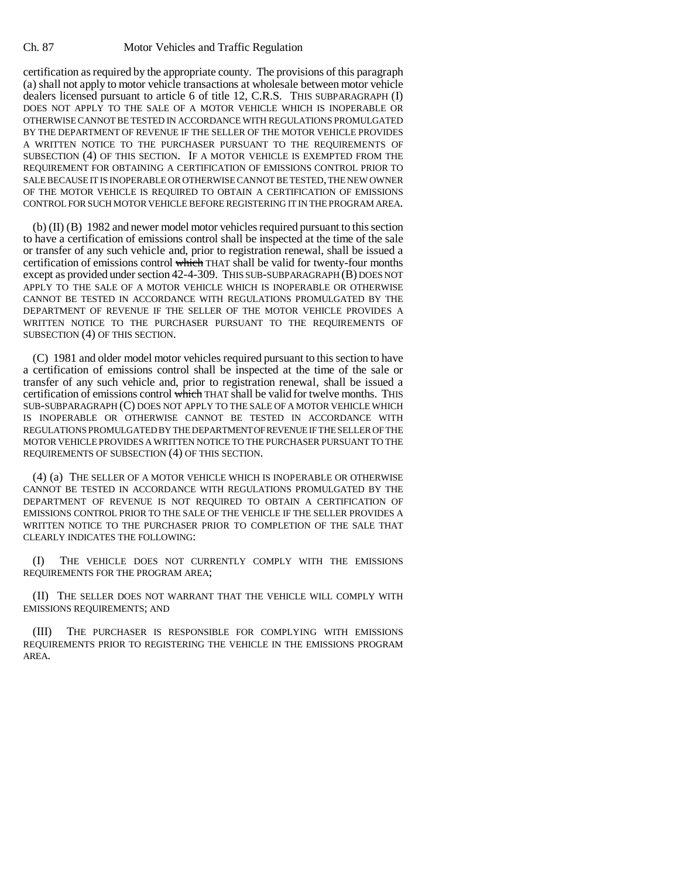certification as required by the appropriate county. The provisions of this paragraph (a) shall not apply to motor vehicle transactions at wholesale between motor vehicle dealers licensed pursuant to article 6 of title 12, C.R.S. THIS SUBPARAGRAPH (I) DOES NOT APPLY TO THE SALE OF A MOTOR VEHICLE WHICH IS INOPERABLE OR OTHERWISE CANNOT BE TESTED IN ACCORDANCE WITH REGULATIONS PROMULGATED BY THE DEPARTMENT OF REVENUE IF THE SELLER OF THE MOTOR VEHICLE PROVIDES A WRITTEN NOTICE TO THE PURCHASER PURSUANT TO THE REQUIREMENTS OF SUBSECTION (4) OF THIS SECTION. IF A MOTOR VEHICLE IS EXEMPTED FROM THE REQUIREMENT FOR OBTAINING A CERTIFICATION OF EMISSIONS CONTROL PRIOR TO SALE BECAUSE IT IS INOPERABLE OR OTHERWISE CANNOT BE TESTED, THE NEW OWNER OF THE MOTOR VEHICLE IS REQUIRED TO OBTAIN A CERTIFICATION OF EMISSIONS CONTROL FOR SUCH MOTOR VEHICLE BEFORE REGISTERING IT IN THE PROGRAM AREA.

(b) (II) (B) 1982 and newer model motor vehicles required pursuant to this section to have a certification of emissions control shall be inspected at the time of the sale or transfer of any such vehicle and, prior to registration renewal, shall be issued a certification of emissions control ~~which~~ THAT shall be valid for twenty-four months except as provided under section 42-4-309. THIS SUB-SUBPARAGRAPH (B) DOES NOT APPLY TO THE SALE OF A MOTOR VEHICLE WHICH IS INOPERABLE OR OTHERWISE CANNOT BE TESTED IN ACCORDANCE WITH REGULATIONS PROMULGATED BY THE DEPARTMENT OF REVENUE IF THE SELLER OF THE MOTOR VEHICLE PROVIDES A WRITTEN NOTICE TO THE PURCHASER PURSUANT TO THE REQUIREMENTS OF SUBSECTION (4) OF THIS SECTION.

(C) 1981 and older model motor vehicles required pursuant to this section to have a certification of emissions control shall be inspected at the time of the sale or transfer of any such vehicle and, prior to registration renewal, shall be issued a certification of emissions control ~~which~~ THAT shall be valid for twelve months. THIS SUB-SUBPARAGRAPH (C) DOES NOT APPLY TO THE SALE OF A MOTOR VEHICLE WHICH IS INOPERABLE OR OTHERWISE CANNOT BE TESTED IN ACCORDANCE WITH REGULATIONS PROMULGATED BY THE DEPARTMENT OF REVENUE IF THE SELLER OF THE MOTOR VEHICLE PROVIDES A WRITTEN NOTICE TO THE PURCHASER PURSUANT TO THE REQUIREMENTS OF SUBSECTION (4) OF THIS SECTION.

(4) (a) THE SELLER OF A MOTOR VEHICLE WHICH IS INOPERABLE OR OTHERWISE CANNOT BE TESTED IN ACCORDANCE WITH REGULATIONS PROMULGATED BY THE DEPARTMENT OF REVENUE IS NOT REQUIRED TO OBTAIN A CERTIFICATION OF EMISSIONS CONTROL PRIOR TO THE SALE OF THE VEHICLE IF THE SELLER PROVIDES A WRITTEN NOTICE TO THE PURCHASER PRIOR TO COMPLETION OF THE SALE THAT CLEARLY INDICATES THE FOLLOWING:

(I) THE VEHICLE DOES NOT CURRENTLY COMPLY WITH THE EMISSIONS REQUIREMENTS FOR THE PROGRAM AREA;

(II) THE SELLER DOES NOT WARRANT THAT THE VEHICLE WILL COMPLY WITH EMISSIONS REQUIREMENTS; AND

(III) THE PURCHASER IS RESPONSIBLE FOR COMPLYING WITH EMISSIONS REQUIREMENTS PRIOR TO REGISTERING THE VEHICLE IN THE EMISSIONS PROGRAM AREA.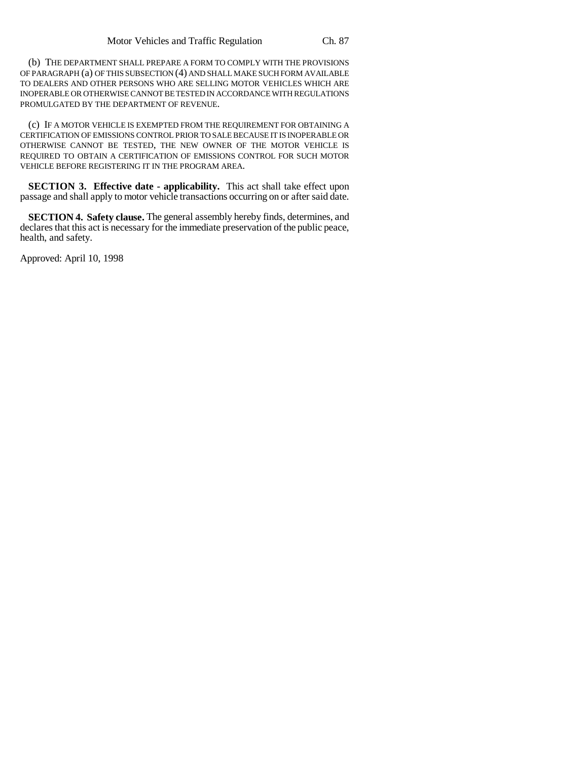(b) THE DEPARTMENT SHALL PREPARE A FORM TO COMPLY WITH THE PROVISIONS OF PARAGRAPH (a) OF THIS SUBSECTION (4) AND SHALL MAKE SUCH FORM AVAILABLE TO DEALERS AND OTHER PERSONS WHO ARE SELLING MOTOR VEHICLES WHICH ARE INOPERABLE OR OTHERWISE CANNOT BE TESTED IN ACCORDANCE WITH REGULATIONS PROMULGATED BY THE DEPARTMENT OF REVENUE.

(c) IF A MOTOR VEHICLE IS EXEMPTED FROM THE REQUIREMENT FOR OBTAINING A CERTIFICATION OF EMISSIONS CONTROL PRIOR TO SALE BECAUSE IT IS INOPERABLE OR OTHERWISE CANNOT BE TESTED, THE NEW OWNER OF THE MOTOR VEHICLE IS REQUIRED TO OBTAIN A CERTIFICATION OF EMISSIONS CONTROL FOR SUCH MOTOR VEHICLE BEFORE REGISTERING IT IN THE PROGRAM AREA.

**SECTION 3. Effective date - applicability.** This act shall take effect upon passage and shall apply to motor vehicle transactions occurring on or after said date.

**SECTION 4. Safety clause.** The general assembly hereby finds, determines, and declares that this act is necessary for the immediate preservation of the public peace, health, and safety.

Approved: April 10, 1998